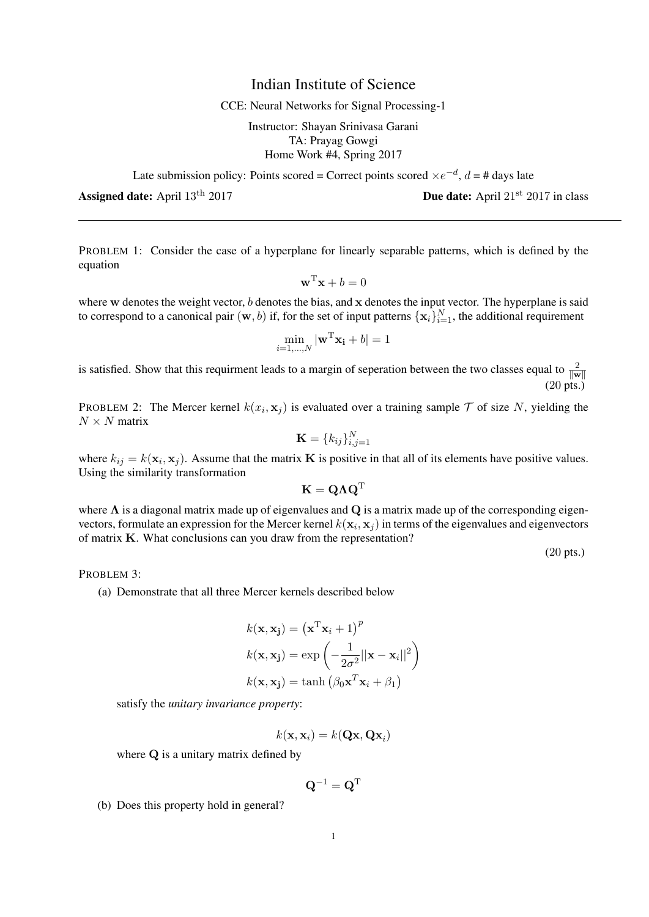# Indian Institute of Science

CCE: Neural Networks for Signal Processing-1

Instructor: Shayan Srinivasa Garani
TA: Prayag Gowgi
Home Work #4, Spring 2017

Late submission policy: Points scored = Correct points scored $\times e^{-d}$, $d$ = # days late

**Assigned date:** April 13$^{\text{th}}$ 2017 **Due date:** April 21$^{\text{st}}$ 2017 in class

---

PROBLEM 1: Consider the case of a hyperplane for linearly separable patterns, which is defined by the equation

$$\mathbf{w}^{\mathrm{T}}\mathbf{x} + b = 0$$

where $\mathbf{w}$ denotes the weight vector, $b$ denotes the bias, and $\mathbf{x}$ denotes the input vector. The hyperplane is said to correspond to a canonical pair $(\mathbf{w}, b)$ if, for the set of input patterns $\{\mathbf{x}_i\}_{i=1}^{N}$, the additional requirement

$$\min_{i=1,\ldots,N} |\mathbf{w}^{\mathrm{T}}\mathbf{x_i} + b| = 1$$

is satisfied. Show that this requirment leads to a margin of seperation between the two classes equal to $\frac{2}{\|\mathbf{w}\|}$

(20 pts.)

PROBLEM 2: The Mercer kernel $k(x_i, \mathbf{x}_j)$ is evaluated over a training sample $\mathcal{T}$ of size $N$, yielding the $N \times N$ matrix

$$\mathbf{K} = \{k_{ij}\}_{i,j=1}^{N}$$

where $k_{ij} = k(\mathbf{x}_i, \mathbf{x}_j)$. Assume that the matrix $\mathbf{K}$ is positive in that all of its elements have positive values. Using the similarity transformation

$$\mathbf{K} = \mathbf{Q}\mathbf{\Lambda}\mathbf{Q}^{\mathrm{T}}$$

where $\mathbf{\Lambda}$ is a diagonal matrix made up of eigenvalues and $\mathbf{Q}$ is a matrix made up of the corresponding eigenvectors, formulate an expression for the Mercer kernel $k(\mathbf{x}_i, \mathbf{x}_j)$ in terms of the eigenvalues and eigenvectors of matrix $\mathbf{K}$. What conclusions can you draw from the representation?

(20 pts.)

PROBLEM 3:

(a) Demonstrate that all three Mercer kernels described below

$$k(\mathbf{x}, \mathbf{x_j}) = \left(\mathbf{x}^{\mathrm{T}}\mathbf{x}_i + 1\right)^{p}$$

$$k(\mathbf{x}, \mathbf{x_j}) = \exp\left(-\frac{1}{2\sigma^2}||\mathbf{x} - \mathbf{x}_i||^2\right)$$

$$k(\mathbf{x}, \mathbf{x_j}) = \tanh\left(\beta_0 \mathbf{x}^{T}\mathbf{x}_i + \beta_1\right)$$

satisfy the *unitary invariance property*:

$$k(\mathbf{x}, \mathbf{x}_i) = k(\mathbf{Q}\mathbf{x}, \mathbf{Q}\mathbf{x}_i)$$

where $\mathbf{Q}$ is a unitary matrix defined by

$$\mathbf{Q}^{-1} = \mathbf{Q}^{\mathrm{T}}$$

(b) Does this property hold in general?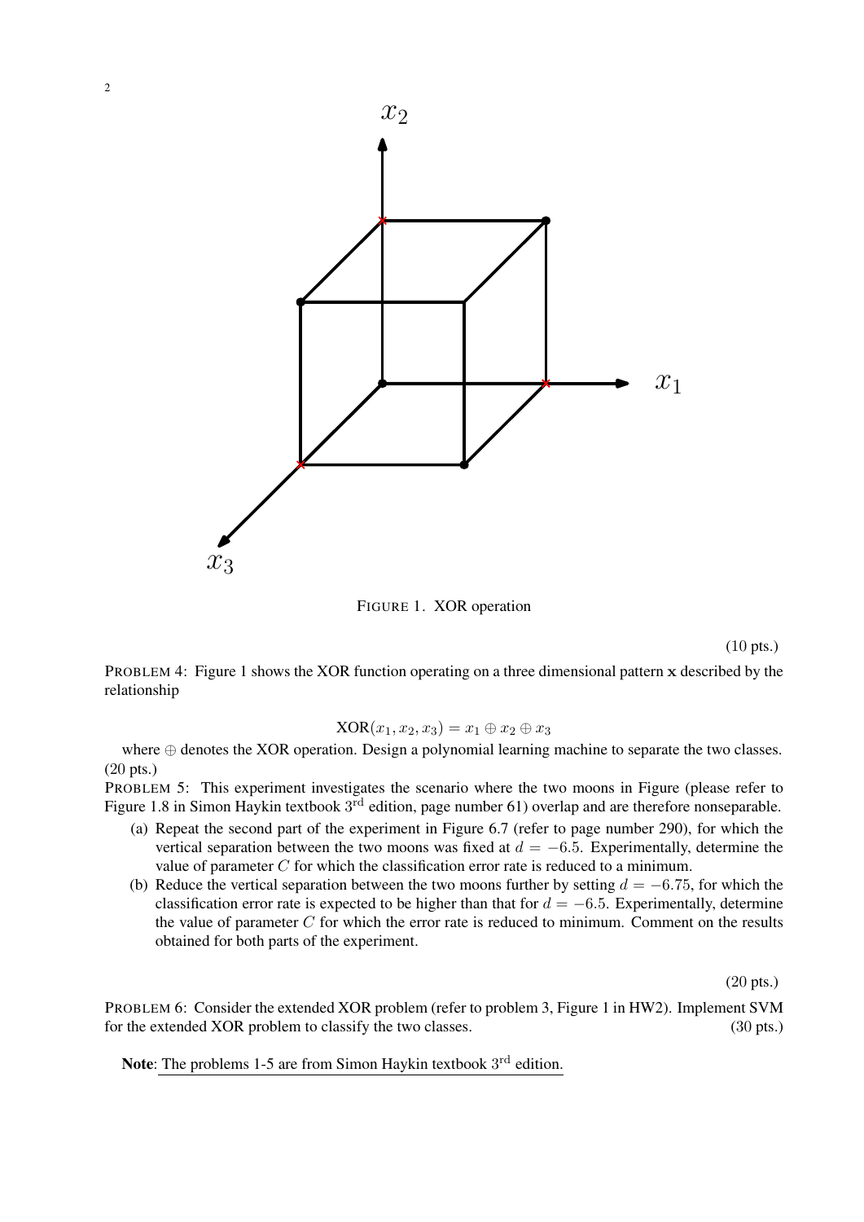$x_2$

$x_1$

$x_3$

FIGURE 1. XOR operation

(10 pts.)

PROBLEM 4: Figure 1 shows the XOR function operating on a three dimensional pattern $\mathbf{x}$ described by the relationship

$$\text{XOR}(x_1, x_2, x_3) = x_1 \oplus x_2 \oplus x_3$$

where $\oplus$ denotes the XOR operation. Design a polynomial learning machine to separate the two classes. (20 pts.)

PROBLEM 5: This experiment investigates the scenario where the two moons in Figure (please refer to Figure 1.8 in Simon Haykin textbook 3[rd] edition, page number 61) overlap and are therefore nonseparable.

(a) Repeat the second part of the experiment in Figure 6.7 (refer to page number 290), for which the vertical separation between the two moons was fixed at $d = -6.5$. Experimentally, determine the value of parameter $C$ for which the classification error rate is reduced to a minimum.

(b) Reduce the vertical separation between the two moons further by setting $d = -6.75$, for which the classification error rate is expected to be higher than that for $d = -6.5$. Experimentally, determine the value of parameter $C$ for which the error rate is reduced to minimum. Comment on the results obtained for both parts of the experiment.

(20 pts.)

PROBLEM 6: Consider the extended XOR problem (refer to problem 3, Figure 1 in HW2). Implement SVM for the extended XOR problem to classify the two classes. (30 pts.)

**Note**: The problems 1-5 are from Simon Haykin textbook 3[rd] edition.